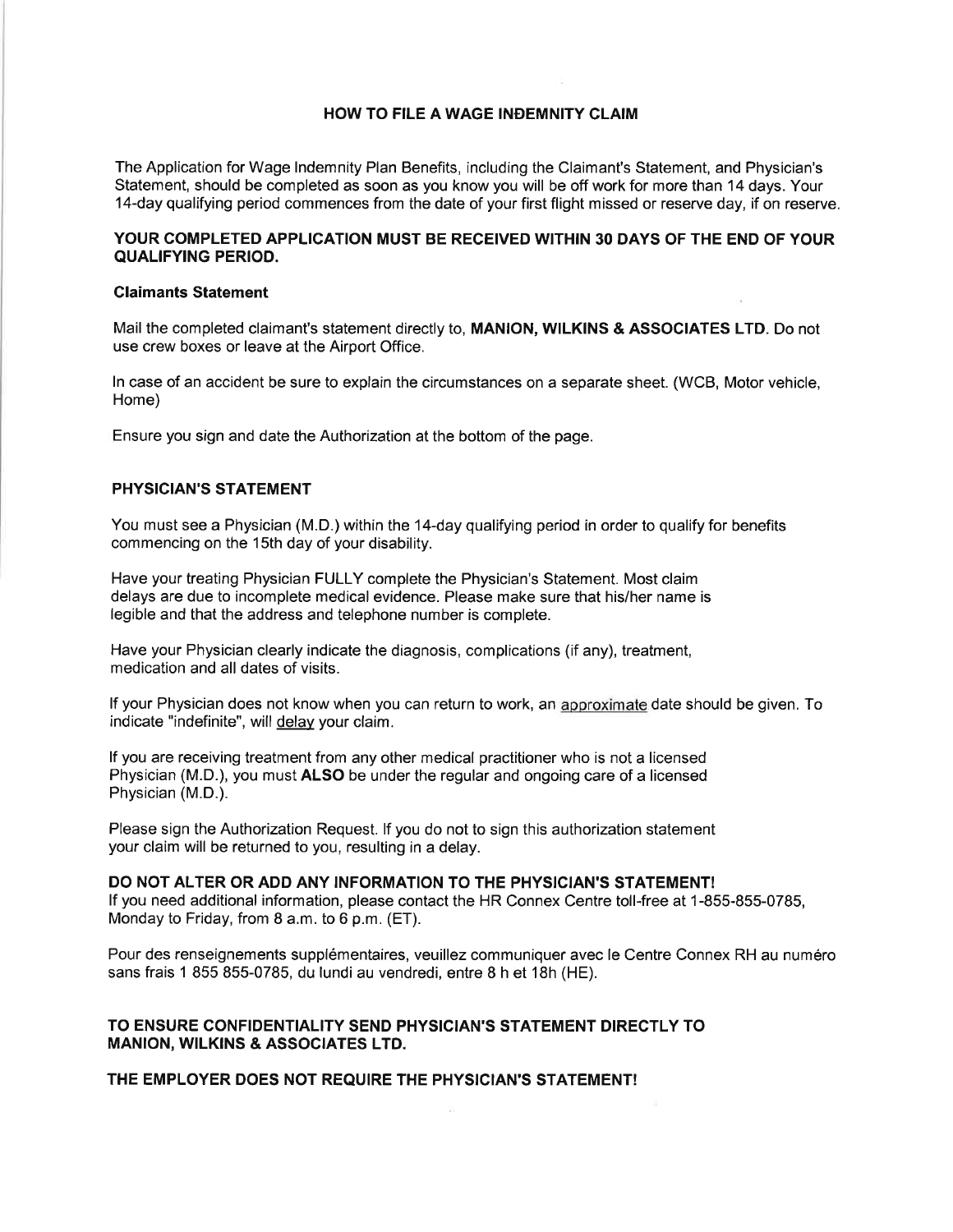# HOW TO FILE A WAGE INDEMNITY CLAIM

The Application for Wage Indemnity Plan Benefits, including the Claimant's Statement, and Physician's Statement, should be completed as soon as you know you will be off work for more than 14 days. Your 14-day qualifying period commences from the date of your first flight missed or reserve day, if on reserve.

**YOUR COMPLETED APPLICATION MUST BE RECEIVED WITHIN 30 DAYS OF THE END OF YOUR QUALIFYING PERIOD.**

### Claimants Statement

Mail the completed claimant's statement directly to, **MANION, WILKINS & ASSOCIATES LTD.** Do not use crew boxes or leave at the Airport Office.

In case of an accident be sure to explain the circumstances on a separate sheet. (WCB, Motor vehicle, Home)

Ensure you sign and date the Authorization at the bottom of the page.

### PHYSICIAN'S STATEMENT

You must see a Physician (M.D.) within the 14-day qualifying period in order to qualify for benefits commencing on the 15th day of your disability.

Have your treating Physician FULLY complete the Physician's Statement. Most claim delays are due to incomplete medical evidence. Please make sure that his/her name is legible and that the address and telephone number is complete.

Have your Physician clearly indicate the diagnosis, complications (if any), treatment, medication and all dates of visits.

If your Physician does not know when you can return to work, an approximate date should be given. To indicate "indefinite", will delay your claim.

If you are receiving treatment from any other medical practitioner who is not a licensed Physician (M.D.), you must **ALSO** be under the regular and ongoing care of a licensed Physician (M.D.).

Please sign the Authorization Request. If you do not to sign this authorization statement your claim will be returned to you, resulting in a delay.

**DO NOT ALTER OR ADD ANY INFORMATION TO THE PHYSICIAN'S STATEMENT!**
If you need additional information, please contact the HR Connex Centre toll-free at 1-855-855-0785, Monday to Friday, from 8 a.m. to 6 p.m. (ET).

Pour des renseignements supplémentaires, veuillez communiquer avec le Centre Connex RH au numéro sans frais 1 855 855-0785, du lundi au vendredi, entre 8 h et 18h (HE).

**TO ENSURE CONFIDENTIALITY SEND PHYSICIAN'S STATEMENT DIRECTLY TO MANION, WILKINS & ASSOCIATES LTD.**

**THE EMPLOYER DOES NOT REQUIRE THE PHYSICIAN'S STATEMENT!**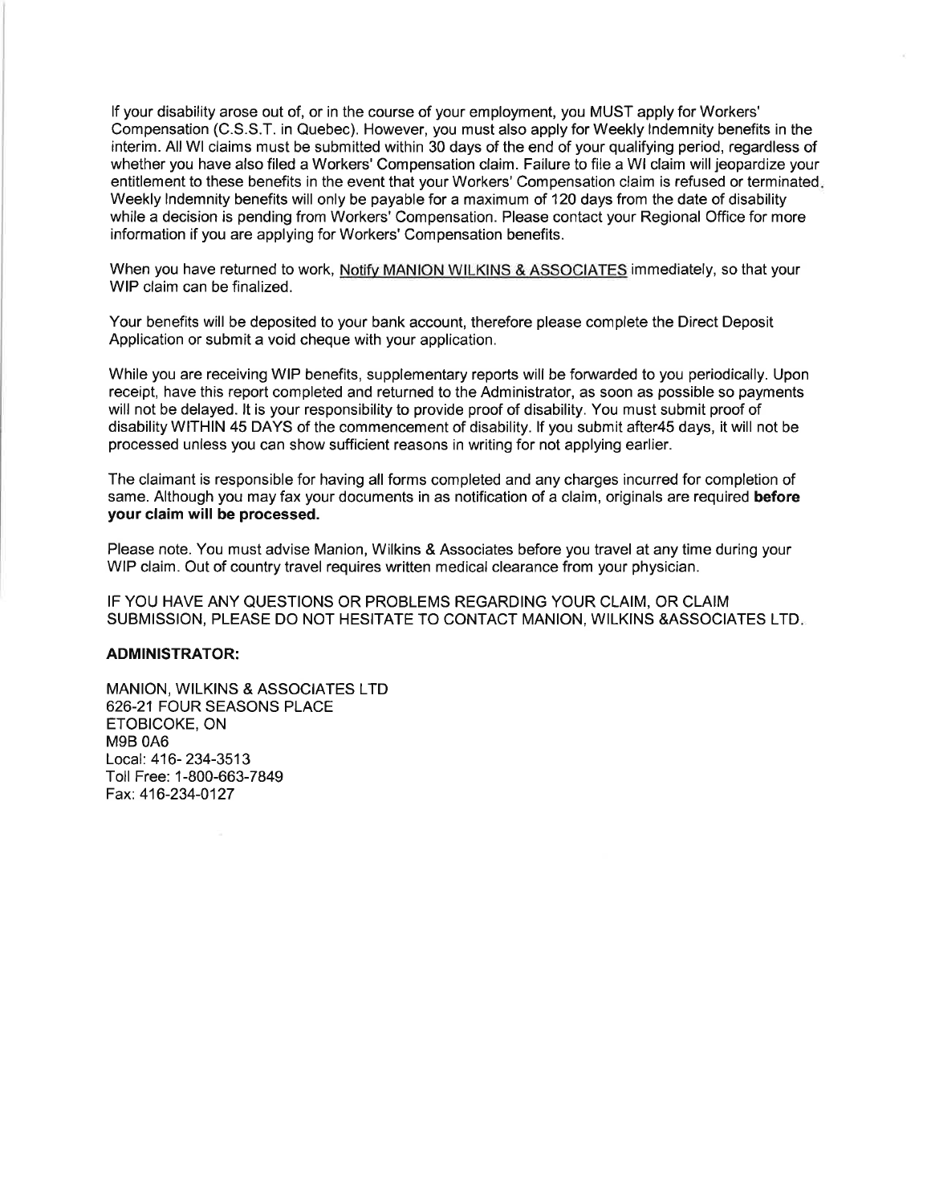If your disability arose out of, or in the course of your employment, you MUST apply for Workers' Compensation (C.S.S.T. in Quebec). However, you must also apply for Weekly Indemnity benefits in the interim. All WI claims must be submitted within 30 days of the end of your qualifying period, regardless of whether you have also filed a Workers' Compensation claim. Failure to file a WI claim will jeopardize your entitlement to these benefits in the event that your Workers' Compensation claim is refused or terminated. Weekly Indemnity benefits will only be payable for a maximum of 120 days from the date of disability while a decision is pending from Workers' Compensation. Please contact your Regional Office for more information if you are applying for Workers' Compensation benefits.

When you have returned to work, Notify MANION WILKINS & ASSOCIATES immediately, so that your WIP claim can be finalized.

Your benefits will be deposited to your bank account, therefore please complete the Direct Deposit Application or submit a void cheque with your application.

While you are receiving WIP benefits, supplementary reports will be forwarded to you periodically. Upon receipt, have this report completed and returned to the Administrator, as soon as possible so payments will not be delayed. It is your responsibility to provide proof of disability. You must submit proof of disability WITHIN 45 DAYS of the commencement of disability. If you submit after45 days, it will not be processed unless you can show sufficient reasons in writing for not applying earlier.

The claimant is responsible for having all forms completed and any charges incurred for completion of same. Although you may fax your documents in as notification of a claim, originals are required **before your claim will be processed.**

Please note. You must advise Manion, Wilkins & Associates before you travel at any time during your WIP claim. Out of country travel requires written medical clearance from your physician.

IF YOU HAVE ANY QUESTIONS OR PROBLEMS REGARDING YOUR CLAIM, OR CLAIM SUBMISSION, PLEASE DO NOT HESITATE TO CONTACT MANION, WILKINS &ASSOCIATES LTD.

**ADMINISTRATOR:**

MANION, WILKINS & ASSOCIATES LTD
626-21 FOUR SEASONS PLACE
ETOBICOKE, ON
M9B 0A6
Local: 416- 234-3513
Toll Free: 1-800-663-7849
Fax: 416-234-0127